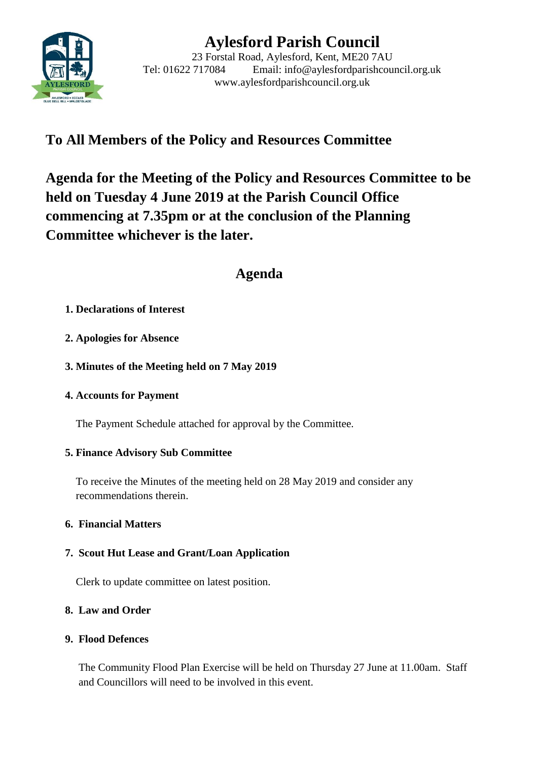# Aylesford Parish Council

23 Forstal Road, Aylesford, Kent, ME20 7AU
Tel: 01622 717084 Email: info@aylesfordparishcouncil.org.uk
www.aylesfordparishcouncil.org.uk

## To All Members of the Policy and Resources Committee

## Agenda for the Meeting of the Policy and Resources Committee to be held on Tuesday 4 June 2019 at the Parish Council Office commencing at 7.35pm or at the conclusion of the Planning Committee whichever is the later.

## Agenda

**1. Declarations of Interest**

**2. Apologies for Absence**

**3. Minutes of the Meeting held on 7 May 2019**

**4. Accounts for Payment**

The Payment Schedule attached for approval by the Committee.

**5. Finance Advisory Sub Committee**

To receive the Minutes of the meeting held on 28 May 2019 and consider any recommendations therein.

**6. Financial Matters**

**7. Scout Hut Lease and Grant/Loan Application**

Clerk to update committee on latest position.

**8. Law and Order**

**9. Flood Defences**

The Community Flood Plan Exercise will be held on Thursday 27 June at 11.00am. Staff and Councillors will need to be involved in this event.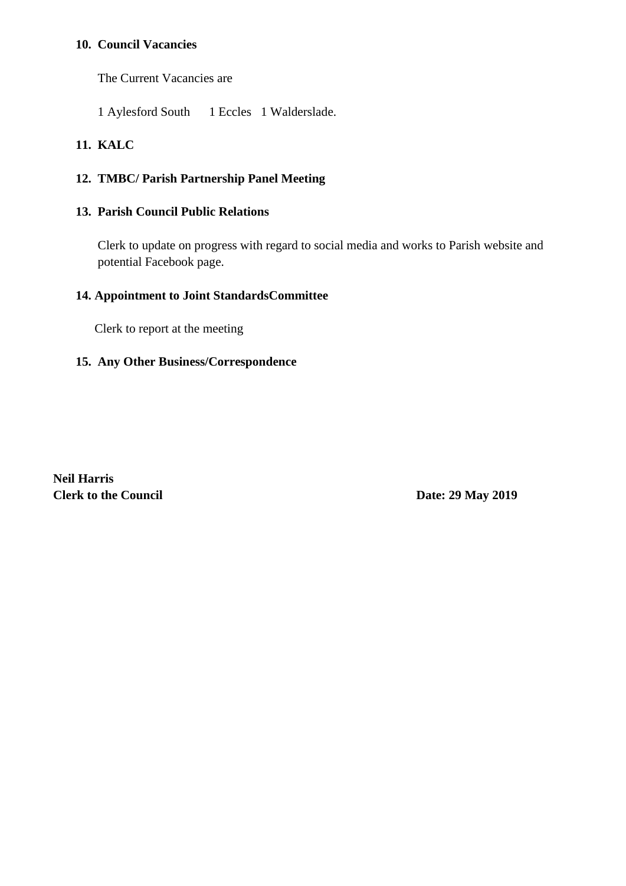**10. Council Vacancies**

The Current Vacancies are

1 Aylesford South   1 Eccles   1 Walderslade.

**11. KALC**

**12. TMBC/ Parish Partnership Panel Meeting**

**13. Parish Council Public Relations**

Clerk to update on progress with regard to social media and works to Parish website and potential Facebook page.

**14. Appointment to Joint StandardsCommittee**

Clerk to report at the meeting

**15. Any Other Business/Correspondence**

**Neil Harris**
**Clerk to the Council**

**Date: 29 May 2019**